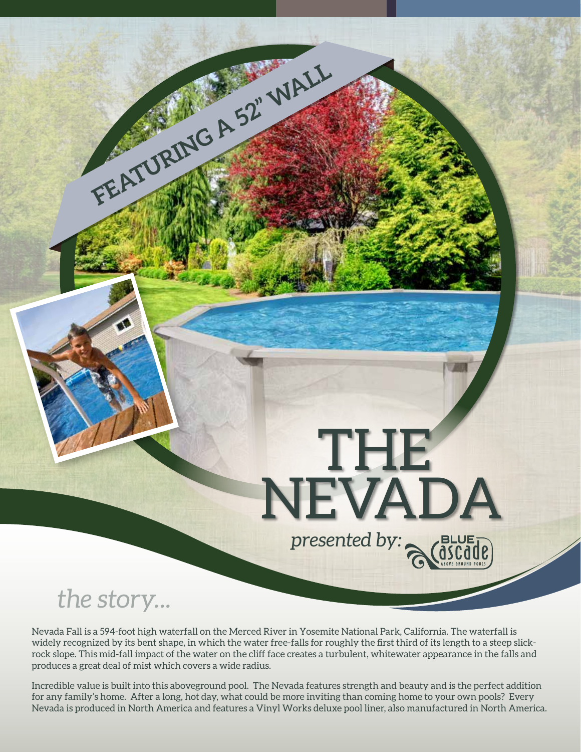FEATURING A 52" WALL

# THE NEVADA

*presented by:* BLUE Cascade ABOVE GROUND POOLS

## *the story...*

Nevada Fall is a 594-foot high waterfall on the Merced River in Yosemite National Park, California. The waterfall is widely recognized by its bent shape, in which the water free-falls for roughly the first third of its length to a steep slick-rock slope. This mid-fall impact of the water on the cliff face creates a turbulent, whitewater appearance in the falls and produces a great deal of mist which covers a wide radius.

Incredible value is built into this aboveground pool. The Nevada features strength and beauty and is the perfect addition for any family's home. After a long, hot day, what could be more inviting than coming home to your own pools? Every Nevada is produced in North America and features a Vinyl Works deluxe pool liner, also manufactured in North America.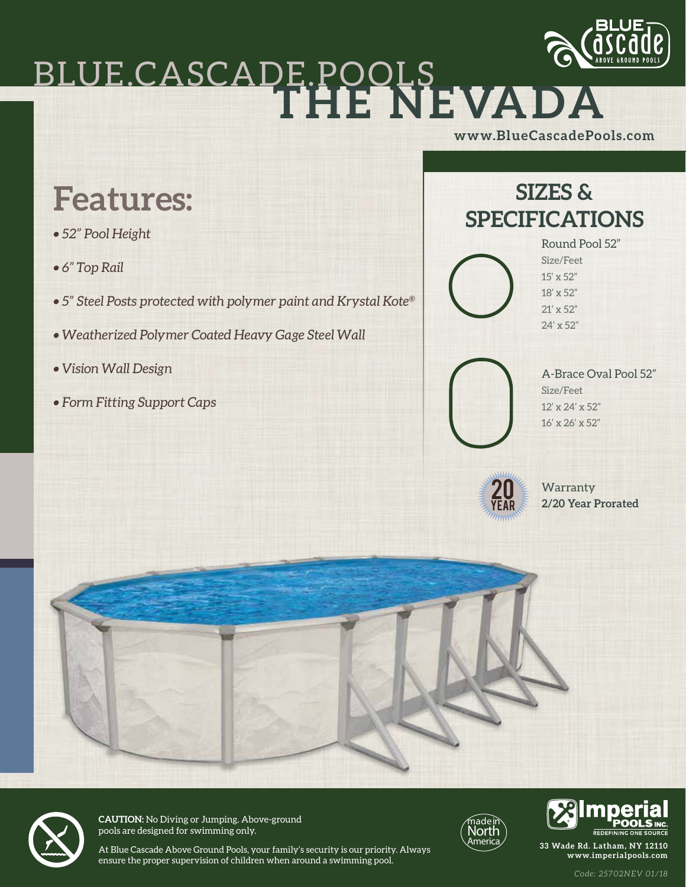BLUE.CASCADE.POOLS

# THE NEVADA

www.BlueCascadePools.com

## Features:

- *52" Pool Height*
- *6" Top Rail*
- *5" Steel Posts protected with polymer paint and Krystal Kote®*
- *Weatherized Polymer Coated Heavy Gage Steel Wall*
- *Vision Wall Design*
- *Form Fitting Support Caps*

## SIZES & SPECIFICATIONS

Round Pool 52"

Size/Feet

15' x 52"

18' x 52"

21' x 52"

24' x 52"

A-Brace Oval Pool 52"

Size/Feet

12' x 24' x 52"

16' x 26' x 52"

Warranty

**2/20 Year Prorated**

**CAUTION:** No Diving or Jumping. Above-ground pools are designed for swimming only.

At Blue Cascade Above Ground Pools, your family's security is our priority. Always ensure the proper supervision of children when around a swimming pool.

made in North America

Imperial POOLS INC.
REDEFINING ONE SOURCE

**33 Wade Rd. Latham, NY 12110**
**www.imperialpools.com**

*Code: 25702NEV 01/18*